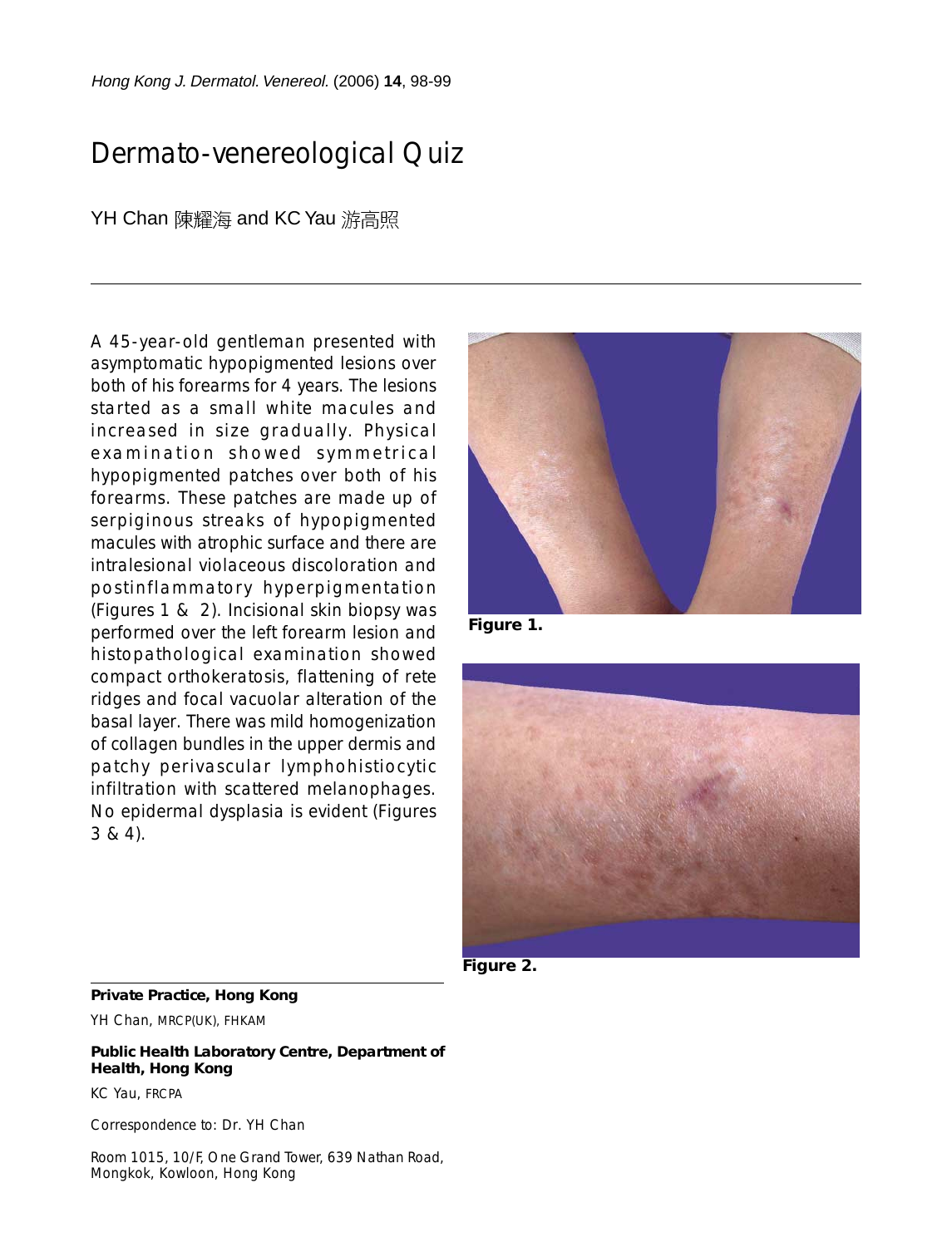# Dermato-venereological Quiz

YH Chan 陳耀海 and KC Yau 游高照

---

A 45-year-old gentleman presented with asymptomatic hypopigmented lesions over both of his forearms for 4 years. The lesions started as a small white macules and increased in size gradually. Physical examination showed symmetrical hypopigmented patches over both of his forearms. These patches are made up of serpiginous streaks of hypopigmented macules with atrophic surface and there are intralesional violaceous discoloration and postinflammatory hyperpigmentation (Figures 1 & 2). Incisional skin biopsy was performed over the left forearm lesion and histopathological examination showed compact orthokeratosis, flattening of rete ridges and focal vacuolar alteration of the basal layer. There was mild homogenization of collagen bundles in the upper dermis and patchy perivascular lymphohistiocytic infiltration with scattered melanophages. No epidermal dysplasia is evident (Figures 3 & 4).

**Figure 1.**

**Figure 2.**

---

**Private Practice, Hong Kong**

YH Chan, MRCP(UK), FHKAM

**Public Health Laboratory Centre, Department of Health, Hong Kong**

KC Yau, FRCPA

Correspondence to: Dr. YH Chan

Room 1015, 10/F, One Grand Tower, 639 Nathan Road, Mongkok, Kowloon, Hong Kong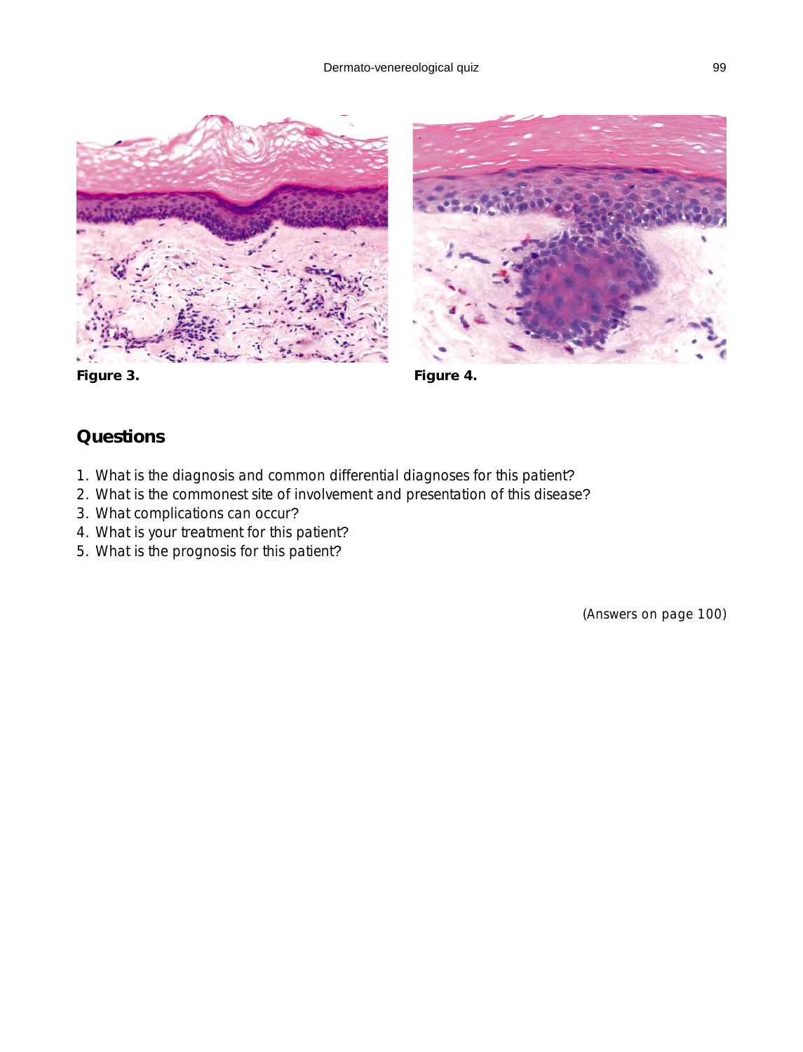Figure 3.

Figure 4.

## Questions

1. What is the diagnosis and common differential diagnoses for this patient?
2. What is the commonest site of involvement and presentation of this disease?
3. What complications can occur?
4. What is your treatment for this patient?
5. What is the prognosis for this patient?

(Answers on page 100)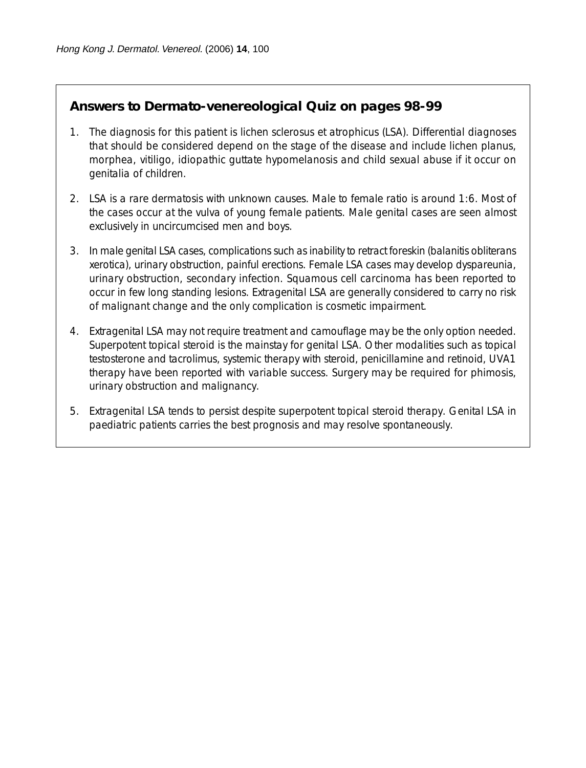## Answers to Dermato-venereological Quiz on pages 98-99

1. The diagnosis for this patient is lichen sclerosus et atrophicus (LSA). Differential diagnoses that should be considered depend on the stage of the disease and include lichen planus, morphea, vitiligo, idiopathic guttate hypomelanosis and child sexual abuse if it occur on genitalia of children.

2. LSA is a rare dermatosis with unknown causes. Male to female ratio is around 1:6. Most of the cases occur at the vulva of young female patients. Male genital cases are seen almost exclusively in uncircumcised men and boys.

3. In male genital LSA cases, complications such as inability to retract foreskin (balanitis obliterans xerotica), urinary obstruction, painful erections. Female LSA cases may develop dyspareunia, urinary obstruction, secondary infection. Squamous cell carcinoma has been reported to occur in few long standing lesions. Extragenital LSA are generally considered to carry no risk of malignant change and the only complication is cosmetic impairment.

4. Extragenital LSA may not require treatment and camouflage may be the only option needed. Superpotent topical steroid is the mainstay for genital LSA. Other modalities such as topical testosterone and tacrolimus, systemic therapy with steroid, penicillamine and retinoid, UVA1 therapy have been reported with variable success. Surgery may be required for phimosis, urinary obstruction and malignancy.

5. Extragenital LSA tends to persist despite superpotent topical steroid therapy. Genital LSA in paediatric patients carries the best prognosis and may resolve spontaneously.